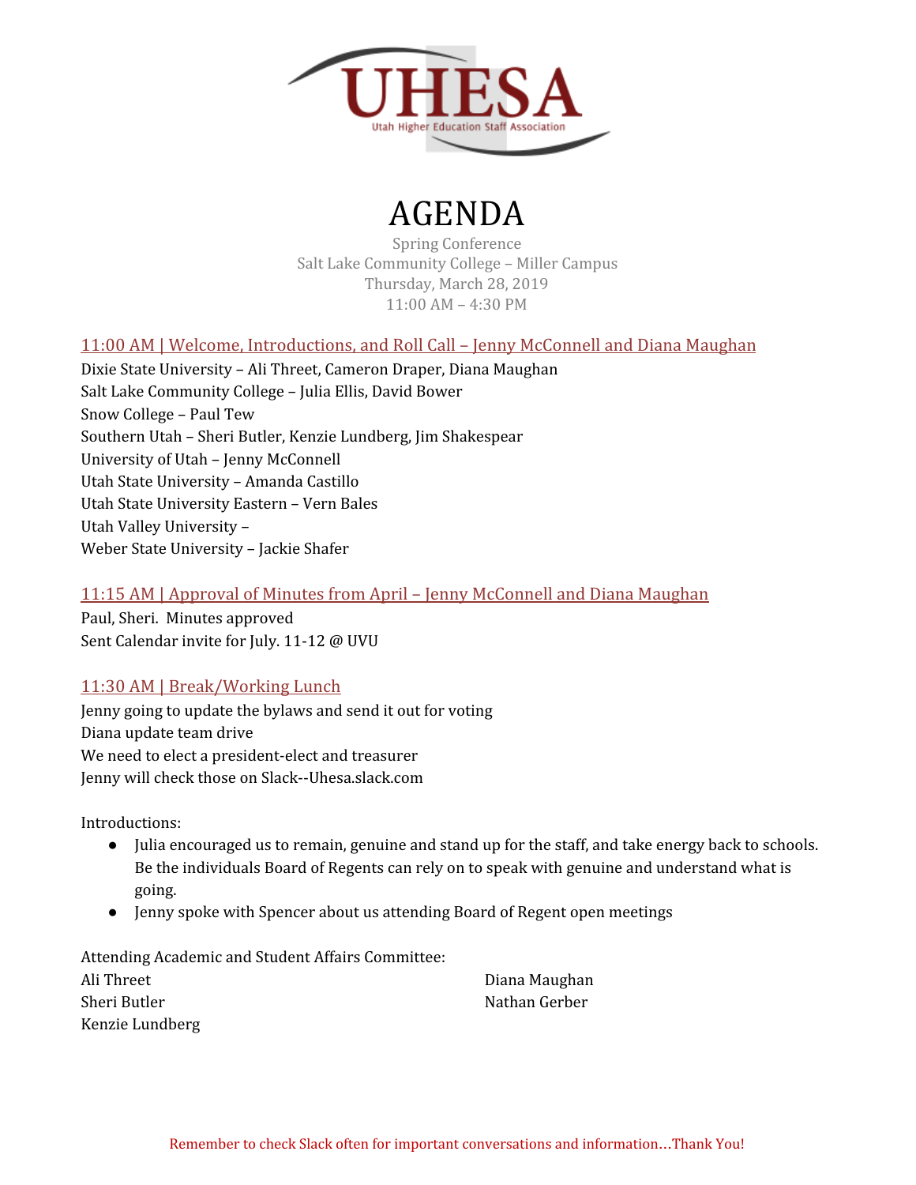UHESA
Utah Higher Education Staff Association

# AGENDA

Spring Conference
Salt Lake Community College – Miller Campus
Thursday, March 28, 2019
11:00 AM – 4:30 PM

## 11:00 AM | Welcome, Introductions, and Roll Call – Jenny McConnell and Diana Maughan

Dixie State University – Ali Threet, Cameron Draper, Diana Maughan
Salt Lake Community College – Julia Ellis, David Bower
Snow College – Paul Tew
Southern Utah – Sheri Butler, Kenzie Lundberg, Jim Shakespear
University of Utah – Jenny McConnell
Utah State University – Amanda Castillo
Utah State University Eastern – Vern Bales
Utah Valley University –
Weber State University – Jackie Shafer

## 11:15 AM | Approval of Minutes from April – Jenny McConnell and Diana Maughan

Paul, Sheri. Minutes approved
Sent Calendar invite for July. 11-12 @ UVU

## 11:30 AM | Break/Working Lunch

Jenny going to update the bylaws and send it out for voting
Diana update team drive
We need to elect a president-elect and treasurer
Jenny will check those on Slack--Uhesa.slack.com

Introductions:

- Julia encouraged us to remain, genuine and stand up for the staff, and take energy back to schools. Be the individuals Board of Regents can rely on to speak with genuine and understand what is going.
- Jenny spoke with Spencer about us attending Board of Regent open meetings

Attending Academic and Student Affairs Committee:
Ali Threet
Sheri Butler
Kenzie Lundberg
Diana Maughan
Nathan Gerber

Remember to check Slack often for important conversations and information…Thank You!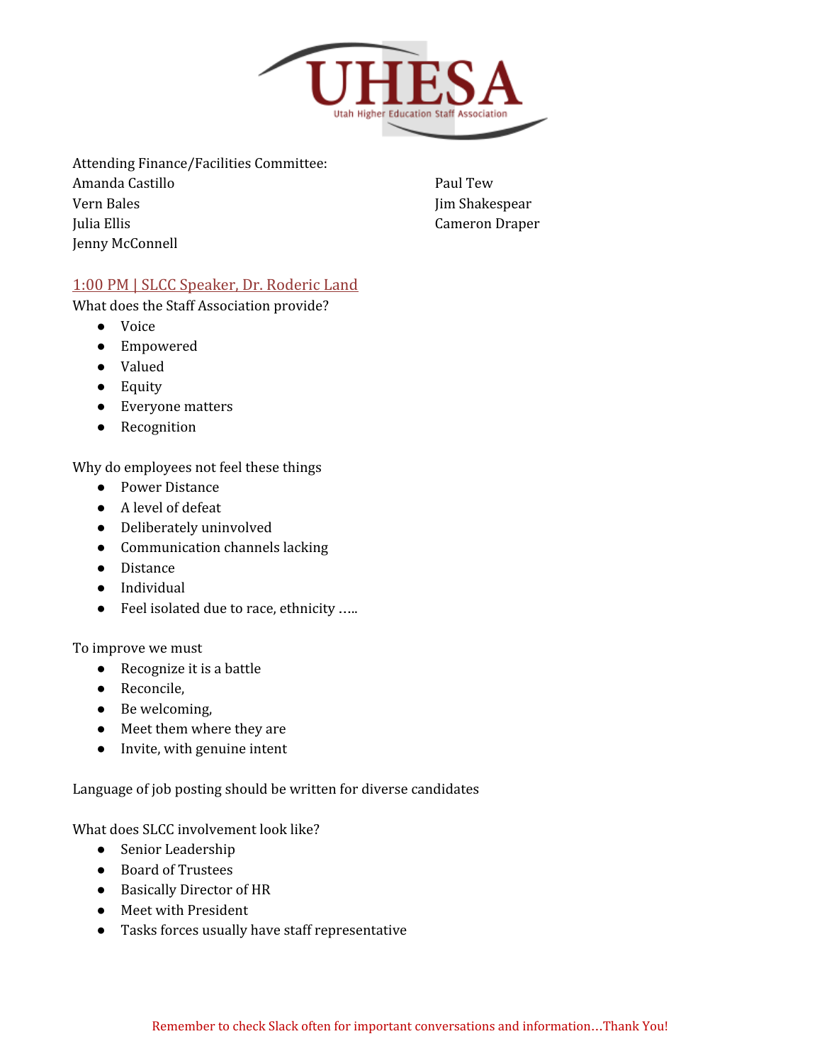Attending Finance/Facilities Committee:

Amanda Castillo
Vern Bales
Julia Ellis
Jenny McConnell
Paul Tew
Jim Shakespear
Cameron Draper

## 1:00 PM | SLCC Speaker, Dr. Roderic Land

What does the Staff Association provide?

- Voice
- Empowered
- Valued
- Equity
- Everyone matters
- Recognition

Why do employees not feel these things

- Power Distance
- A level of defeat
- Deliberately uninvolved
- Communication channels lacking
- Distance
- Individual
- Feel isolated due to race, ethnicity …..

To improve we must

- Recognize it is a battle
- Reconcile,
- Be welcoming,
- Meet them where they are
- Invite, with genuine intent

Language of job posting should be written for diverse candidates

What does SLCC involvement look like?

- Senior Leadership
- Board of Trustees
- Basically Director of HR
- Meet with President
- Tasks forces usually have staff representative

Remember to check Slack often for important conversations and information…Thank You!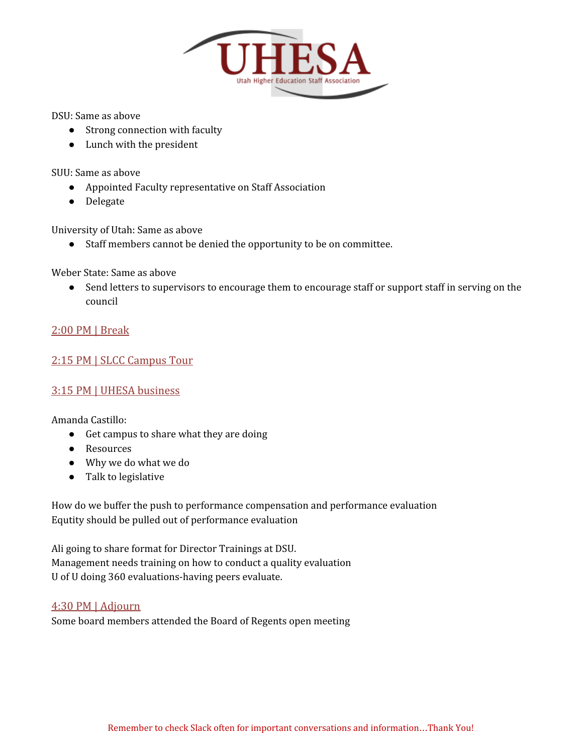DSU: Same as above

- Strong connection with faculty
- Lunch with the president

SUU: Same as above

- Appointed Faculty representative on Staff Association
- Delegate

University of Utah: Same as above

- Staff members cannot be denied the opportunity to be on committee.

Weber State: Same as above

- Send letters to supervisors to encourage them to encourage staff or support staff in serving on the council

## 2:00 PM | Break

## 2:15 PM | SLCC Campus Tour

## 3:15 PM | UHESA business

Amanda Castillo:

- Get campus to share what they are doing
- Resources
- Why we do what we do
- Talk to legislative

How do we buffer the push to performance compensation and performance evaluation
Equtity should be pulled out of performance evaluation

Ali going to share format for Director Trainings at DSU.
Management needs training on how to conduct a quality evaluation
U of U doing 360 evaluations-having peers evaluate.

## 4:30 PM | Adjourn

Some board members attended the Board of Regents open meeting

Remember to check Slack often for important conversations and information…Thank You!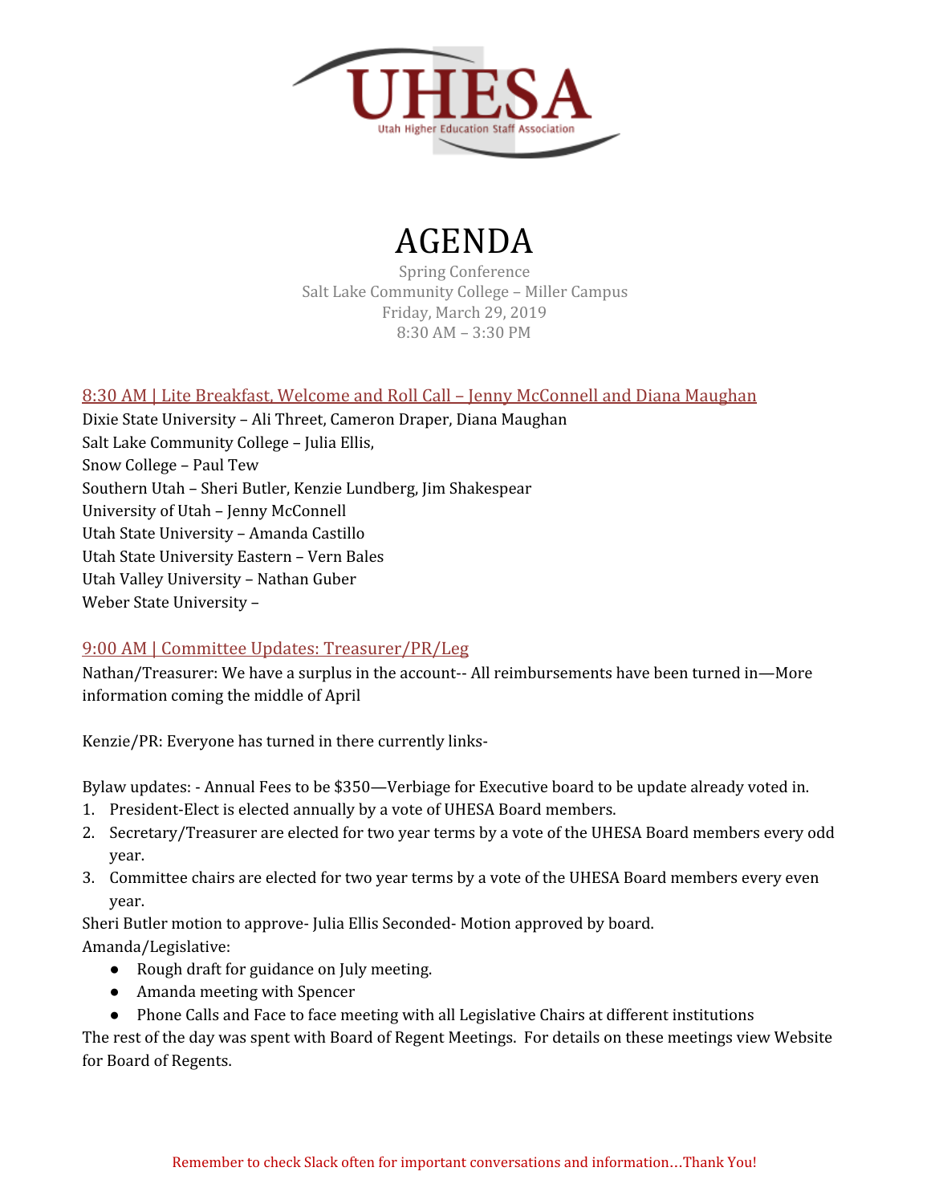UHESA

Utah Higher Education Staff Association

# AGENDA

Spring Conference
Salt Lake Community College – Miller Campus
Friday, March 29, 2019
8:30 AM – 3:30 PM

## 8:30 AM | Lite Breakfast, Welcome and Roll Call – Jenny McConnell and Diana Maughan

Dixie State University – Ali Threet, Cameron Draper, Diana Maughan
Salt Lake Community College – Julia Ellis,
Snow College – Paul Tew
Southern Utah – Sheri Butler, Kenzie Lundberg, Jim Shakespear
University of Utah – Jenny McConnell
Utah State University – Amanda Castillo
Utah State University Eastern – Vern Bales
Utah Valley University – Nathan Guber
Weber State University –

## 9:00 AM | Committee Updates: Treasurer/PR/Leg

Nathan/Treasurer: We have a surplus in the account-- All reimbursements have been turned in—More information coming the middle of April

Kenzie/PR: Everyone has turned in there currently links-

Bylaw updates: - Annual Fees to be $350—Verbiage for Executive board to be update already voted in.

1. President-Elect is elected annually by a vote of UHESA Board members.
2. Secretary/Treasurer are elected for two year terms by a vote of the UHESA Board members every odd year.
3. Committee chairs are elected for two year terms by a vote of the UHESA Board members every even year.

Sheri Butler motion to approve- Julia Ellis Seconded- Motion approved by board.
Amanda/Legislative:

- Rough draft for guidance on July meeting.
- Amanda meeting with Spencer
- Phone Calls and Face to face meeting with all Legislative Chairs at different institutions

The rest of the day was spent with Board of Regent Meetings. For details on these meetings view Website for Board of Regents.

Remember to check Slack often for important conversations and information…Thank You!